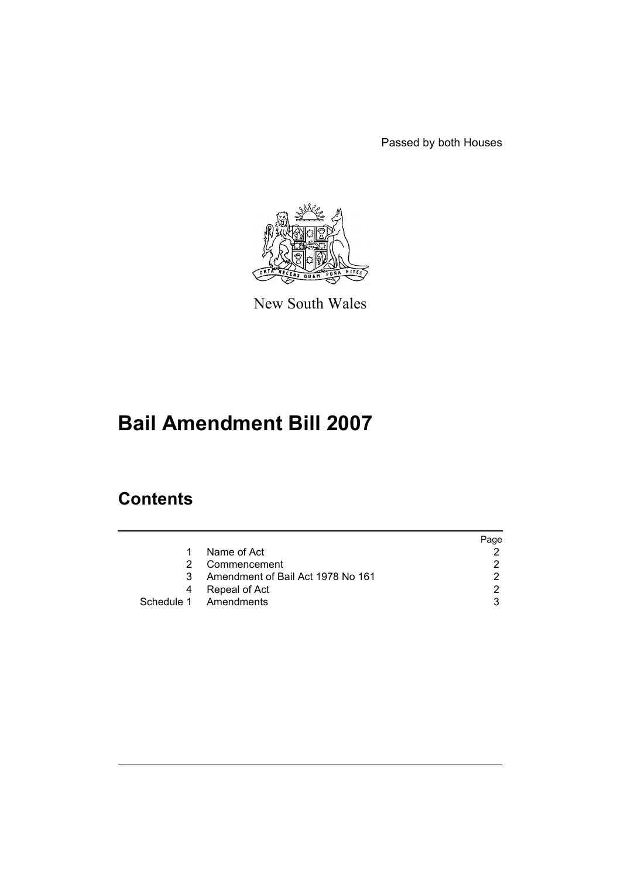Passed by both Houses

New South Wales

# Bail Amendment Bill 2007

## Contents

| | | Page |
|---|---|---|
| 1 | Name of Act | 2 |
| 2 | Commencement | 2 |
| 3 | Amendment of Bail Act 1978 No 161 | 2 |
| 4 | Repeal of Act | 2 |
| Schedule 1 | Amendments | 3 |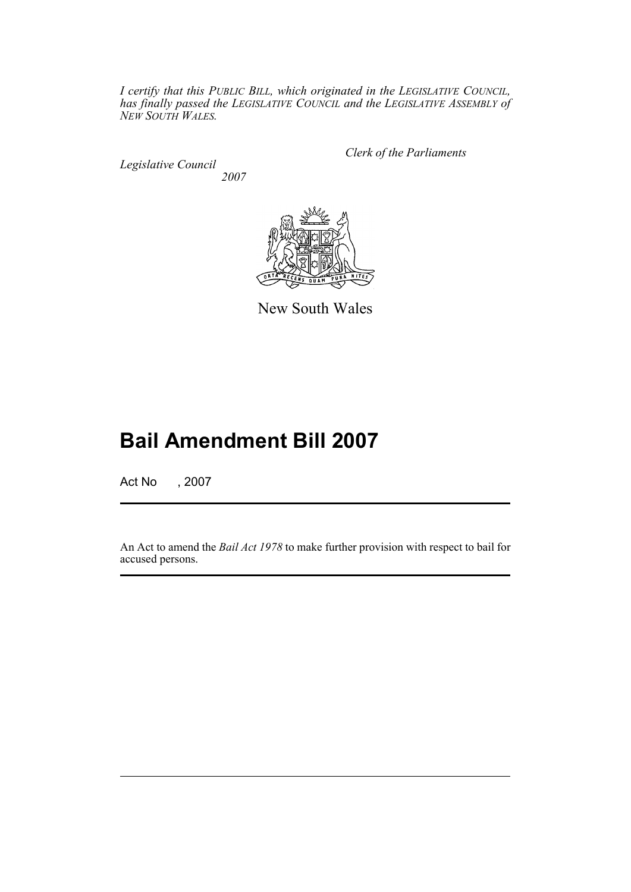*I certify that this PUBLIC BILL, which originated in the LEGISLATIVE COUNCIL, has finally passed the LEGISLATIVE COUNCIL and the LEGISLATIVE ASSEMBLY of NEW SOUTH WALES.*

*Clerk of the Parliaments*

*Legislative Council*
*2007*

New South Wales

# Bail Amendment Bill 2007

Act No , 2007

An Act to amend the *Bail Act 1978* to make further provision with respect to bail for accused persons.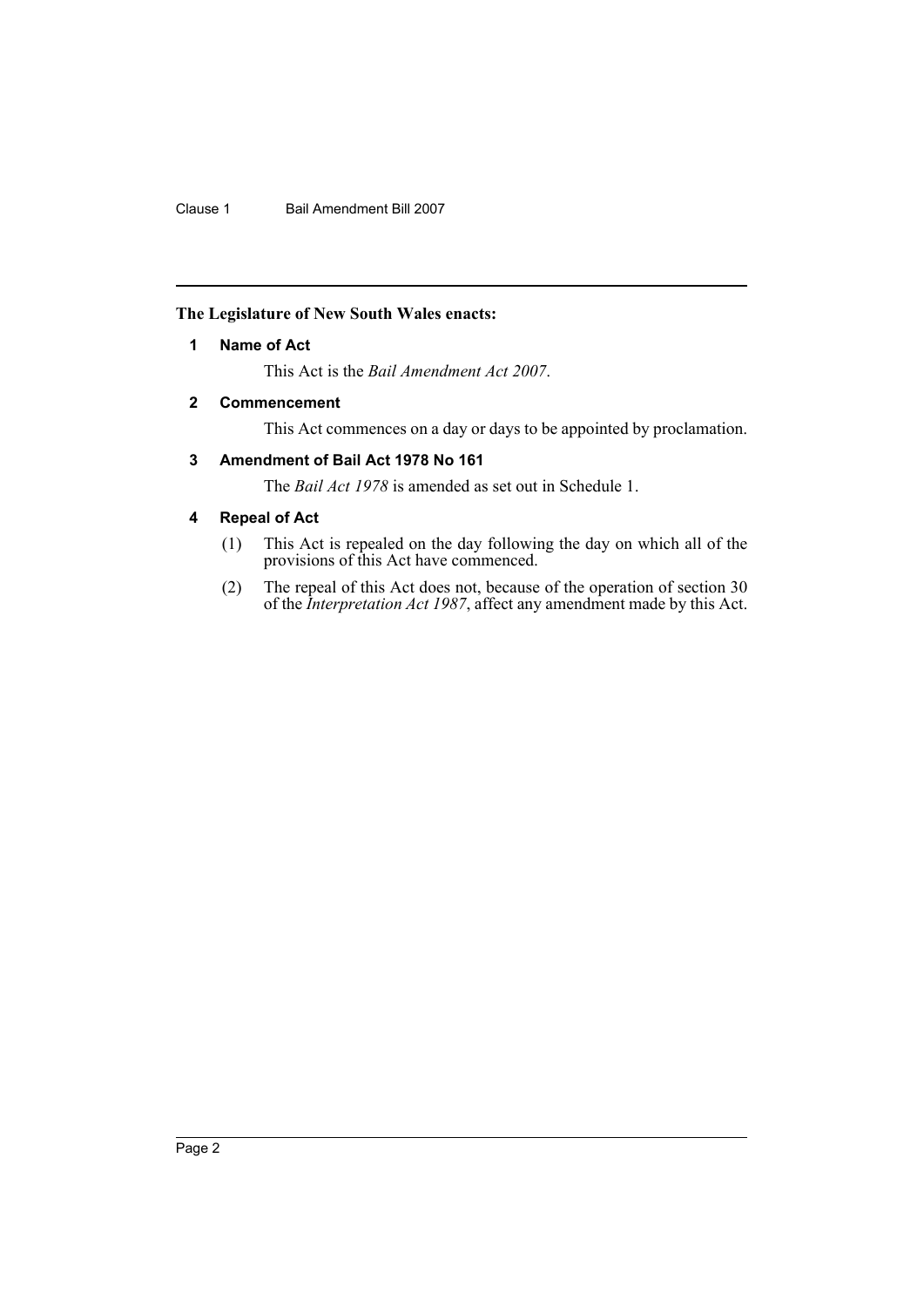**The Legislature of New South Wales enacts:**

## 1 Name of Act

This Act is the *Bail Amendment Act 2007*.

## 2 Commencement

This Act commences on a day or days to be appointed by proclamation.

## 3 Amendment of Bail Act 1978 No 161

The *Bail Act 1978* is amended as set out in Schedule 1.

## 4 Repeal of Act

(1) This Act is repealed on the day following the day on which all of the provisions of this Act have commenced.

(2) The repeal of this Act does not, because of the operation of section 30 of the *Interpretation Act 1987*, affect any amendment made by this Act.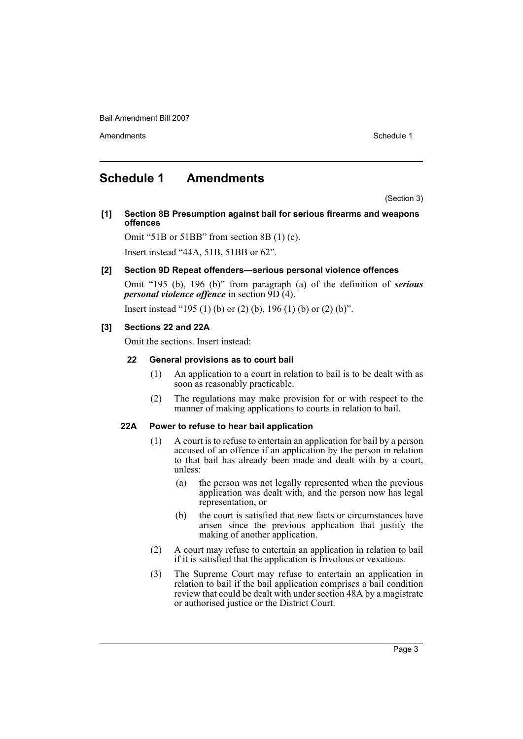# Schedule 1 Amendments

(Section 3)

**[1] Section 8B Presumption against bail for serious firearms and weapons offences**

Omit "51B or 51BB" from section 8B (1) (c).

Insert instead "44A, 51B, 51BB or 62".

**[2] Section 9D Repeat offenders—serious personal violence offences**

Omit "195 (b), 196 (b)" from paragraph (a) of the definition of ***serious personal violence offence*** in section 9D (4).

Insert instead "195 (1) (b) or (2) (b), 196 (1) (b) or (2) (b)".

**[3] Sections 22 and 22A**

Omit the sections. Insert instead:

**22 General provisions as to court bail**

(1) An application to a court in relation to bail is to be dealt with as soon as reasonably practicable.

(2) The regulations may make provision for or with respect to the manner of making applications to courts in relation to bail.

**22A Power to refuse to hear bail application**

(1) A court is to refuse to entertain an application for bail by a person accused of an offence if an application by the person in relation to that bail has already been made and dealt with by a court, unless:

(a) the person was not legally represented when the previous application was dealt with, and the person now has legal representation, or

(b) the court is satisfied that new facts or circumstances have arisen since the previous application that justify the making of another application.

(2) A court may refuse to entertain an application in relation to bail if it is satisfied that the application is frivolous or vexatious.

(3) The Supreme Court may refuse to entertain an application in relation to bail if the bail application comprises a bail condition review that could be dealt with under section 48A by a magistrate or authorised justice or the District Court.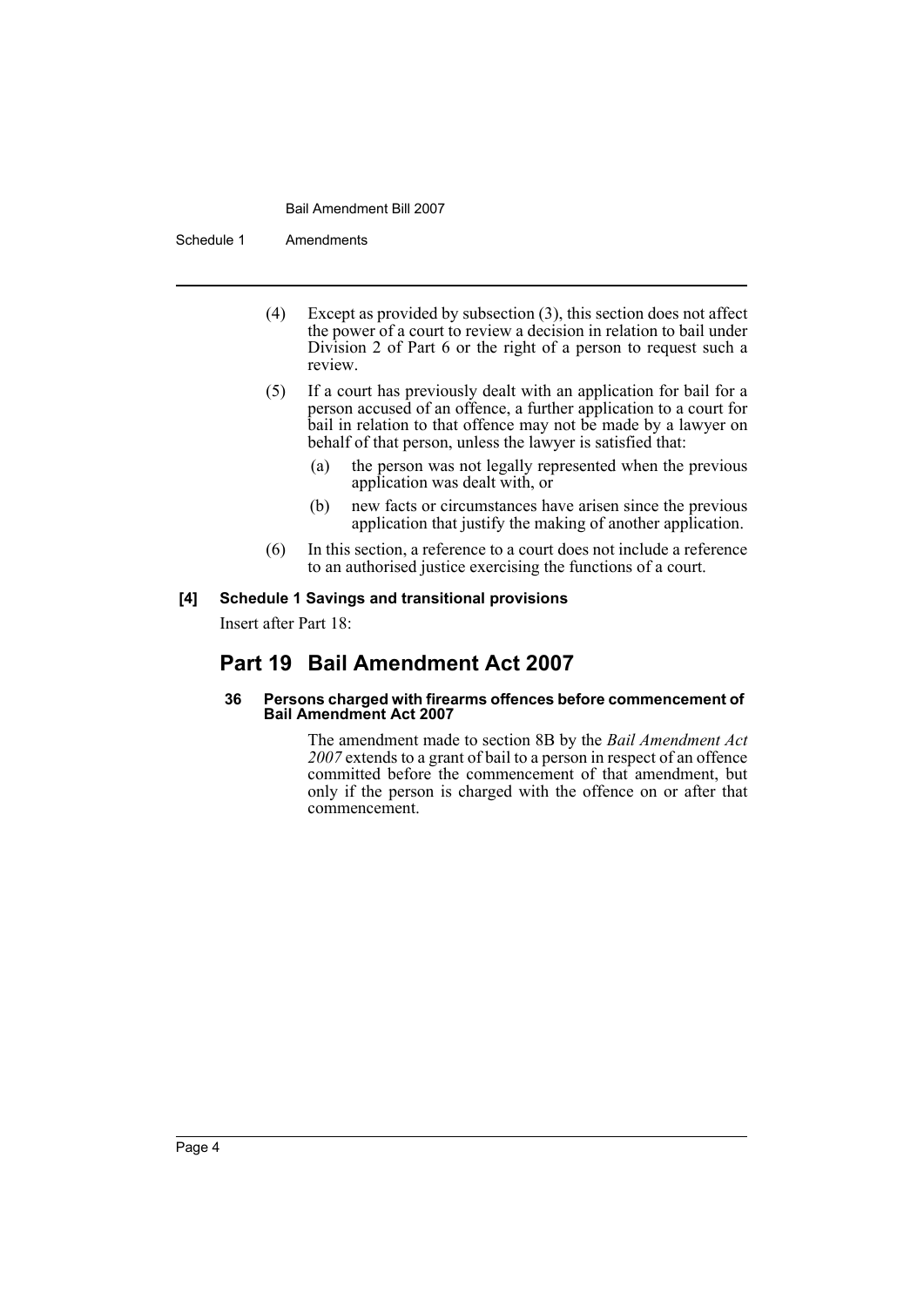(4) Except as provided by subsection (3), this section does not affect the power of a court to review a decision in relation to bail under Division 2 of Part 6 or the right of a person to request such a review.

(5) If a court has previously dealt with an application for bail for a person accused of an offence, a further application to a court for bail in relation to that offence may not be made by a lawyer on behalf of that person, unless the lawyer is satisfied that:

(a) the person was not legally represented when the previous application was dealt with, or

(b) new facts or circumstances have arisen since the previous application that justify the making of another application.

(6) In this section, a reference to a court does not include a reference to an authorised justice exercising the functions of a court.

**[4] Schedule 1 Savings and transitional provisions**

Insert after Part 18:

## Part 19 Bail Amendment Act 2007

#### 36 Persons charged with firearms offences before commencement of Bail Amendment Act 2007

The amendment made to section 8B by the *Bail Amendment Act 2007* extends to a grant of bail to a person in respect of an offence committed before the commencement of that amendment, but only if the person is charged with the offence on or after that commencement.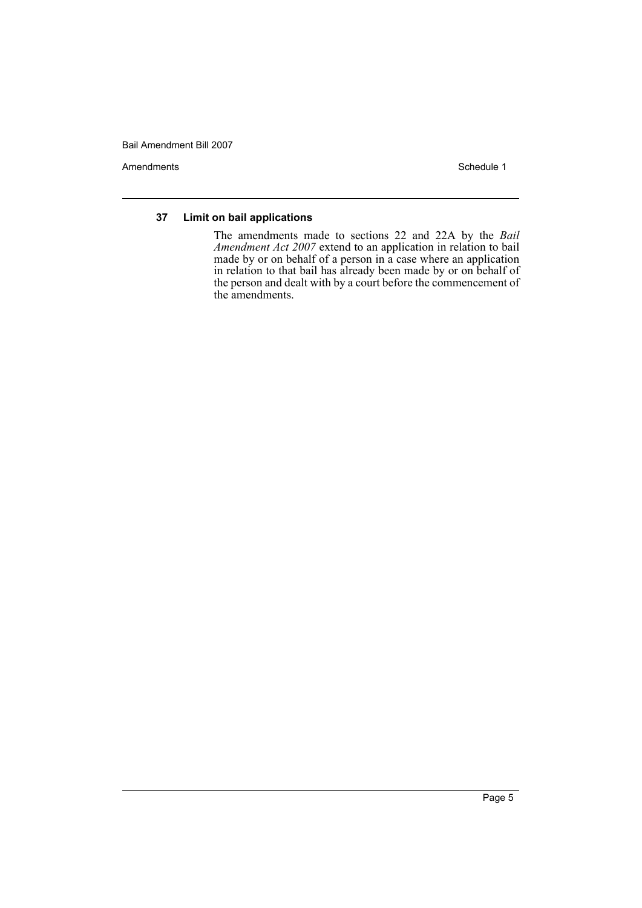### 37 Limit on bail applications

The amendments made to sections 22 and 22A by the *Bail Amendment Act 2007* extend to an application in relation to bail made by or on behalf of a person in a case where an application in relation to that bail has already been made by or on behalf of the person and dealt with by a court before the commencement of the amendments.